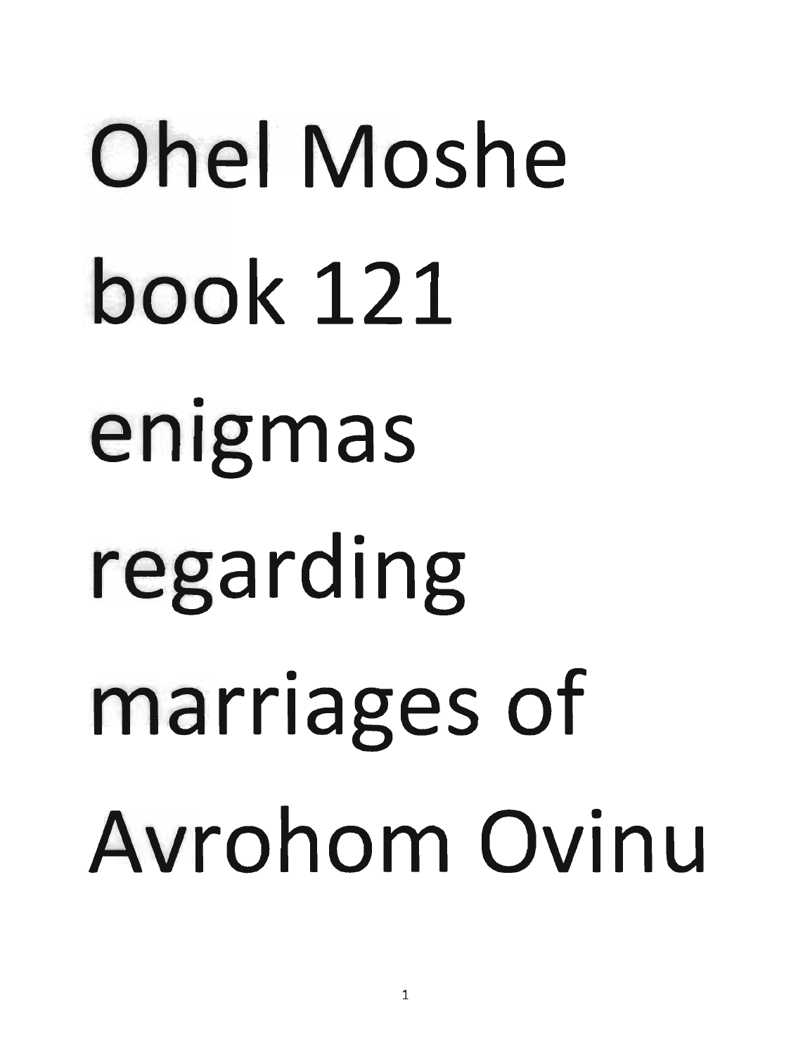# Ohel Moshe book 121 enigmas regarding marriages of Avrohom Ovinu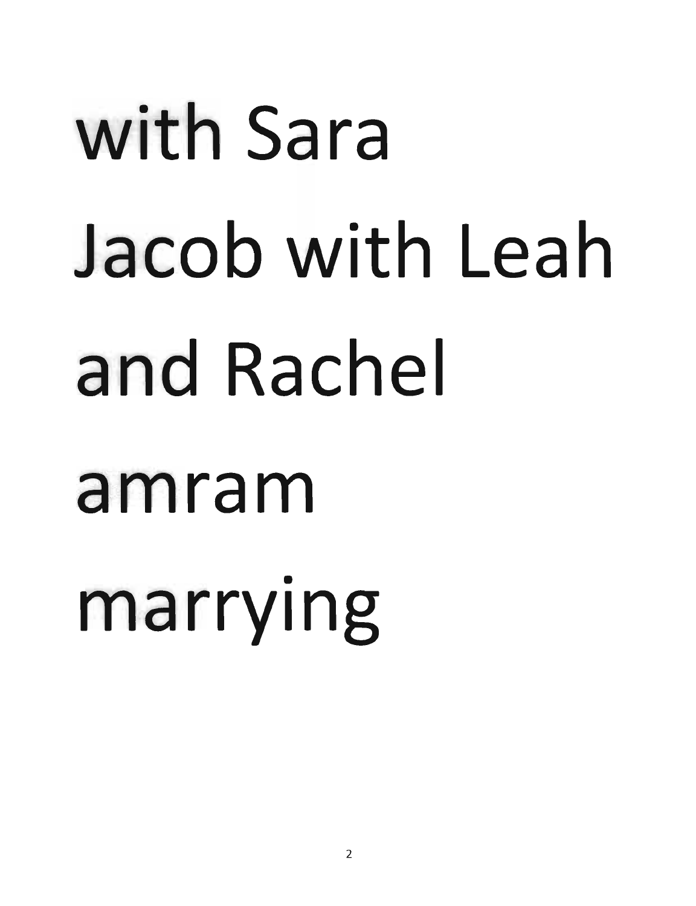with Sara
Jacob with Leah
and Rachel
amram
marrying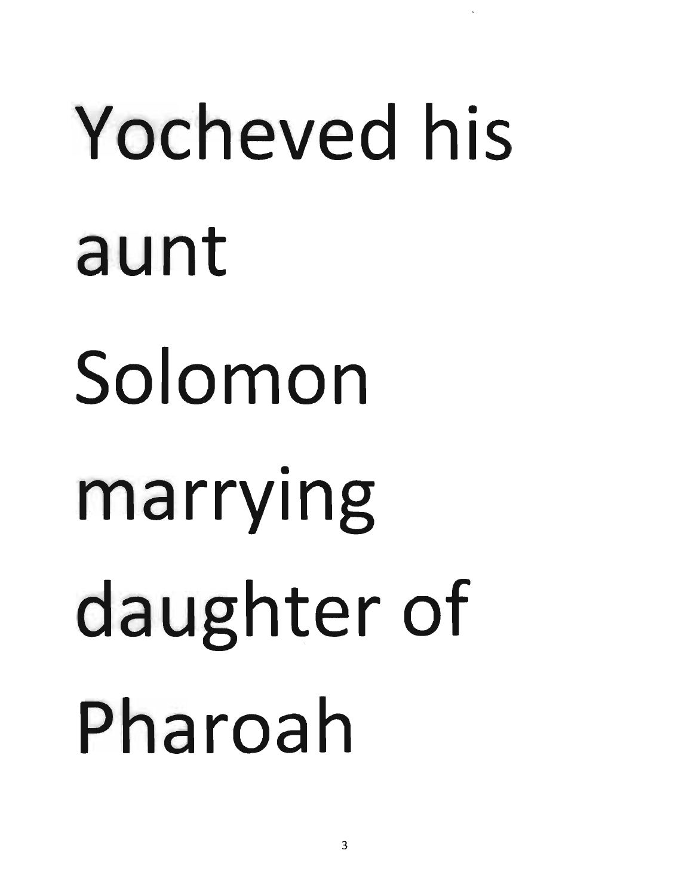Yocheved his aunt

Solomon marrying daughter of Pharoah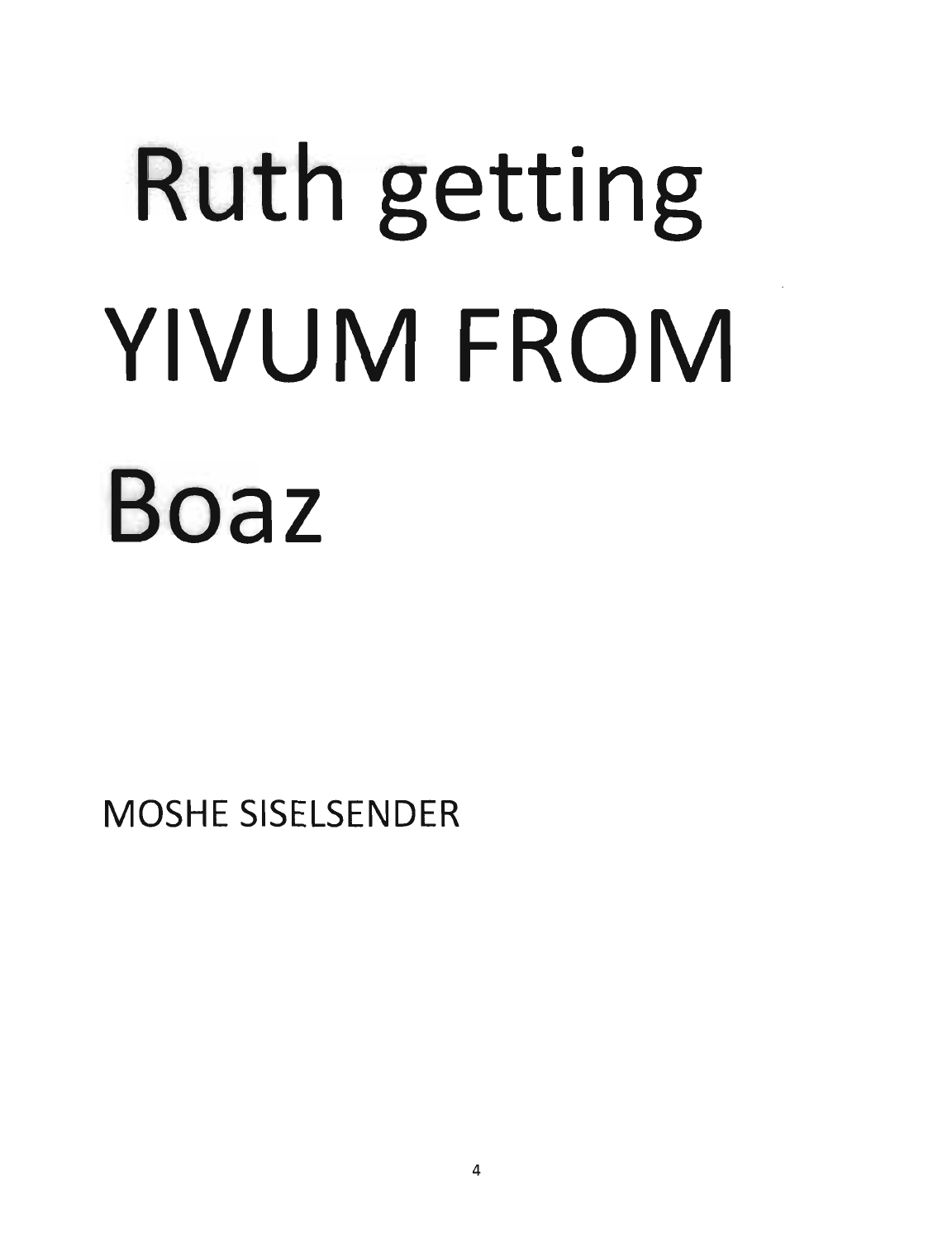# Ruth getting YIVUM FROM Boaz

MOSHE SISELSENDER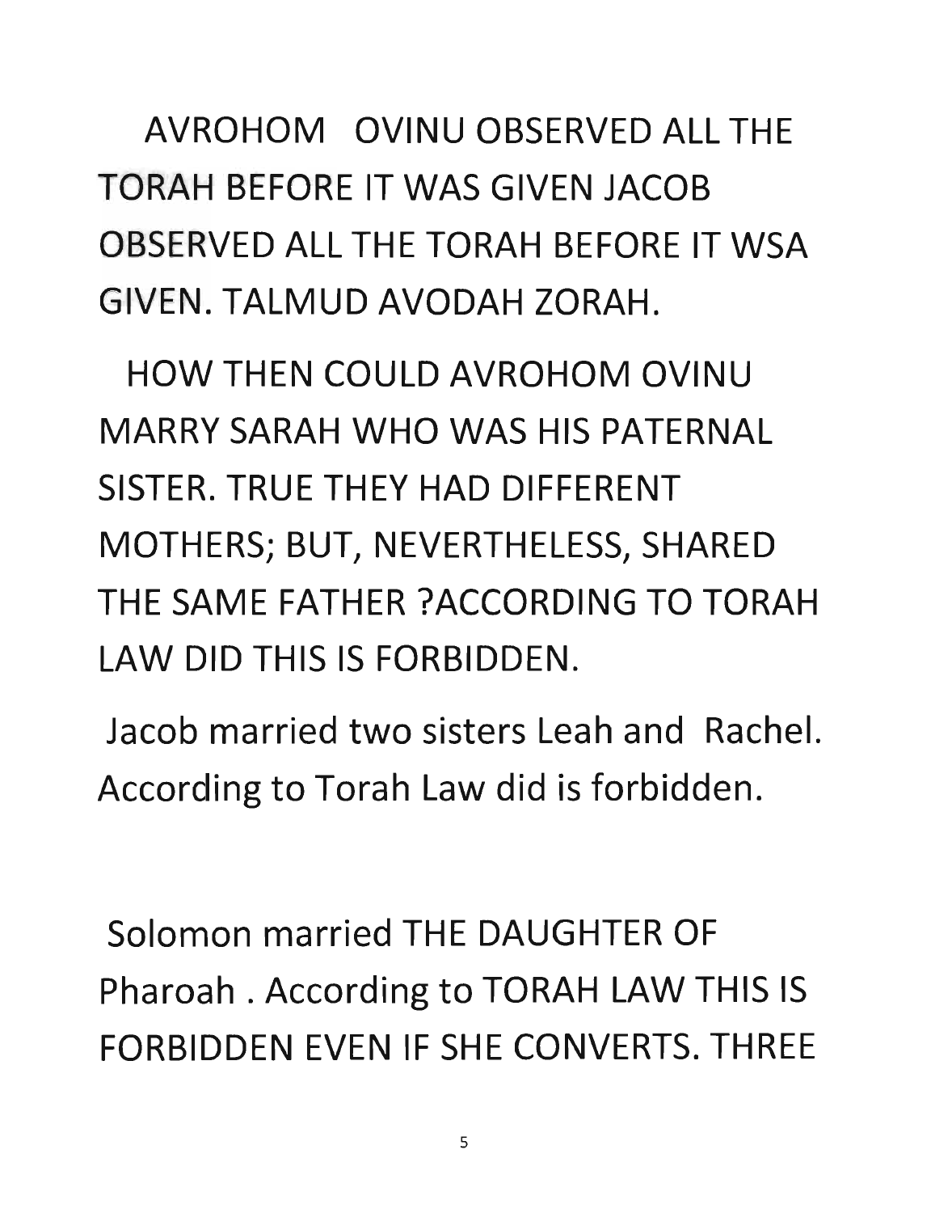AVROHOM OVINU OBSERVED ALL THE TORAH BEFORE IT WAS GIVEN JACOB OBSERVED ALL THE TORAH BEFORE IT WSA GIVEN. TALMUD AVODAH ZORAH.

HOW THEN COULD AVROHOM OVINU MARRY SARAH WHO WAS HIS PATERNAL SISTER. TRUE THEY HAD DIFFERENT MOTHERS; BUT, NEVERTHELESS, SHARED THE SAME FATHER ?ACCORDING TO TORAH LAW DID THIS IS FORBIDDEN.

Jacob married two sisters Leah and Rachel. According to Torah Law did is forbidden.

Solomon married THE DAUGHTER OF Pharoah . According to TORAH LAW THIS IS FORBIDDEN EVEN IF SHE CONVERTS. THREE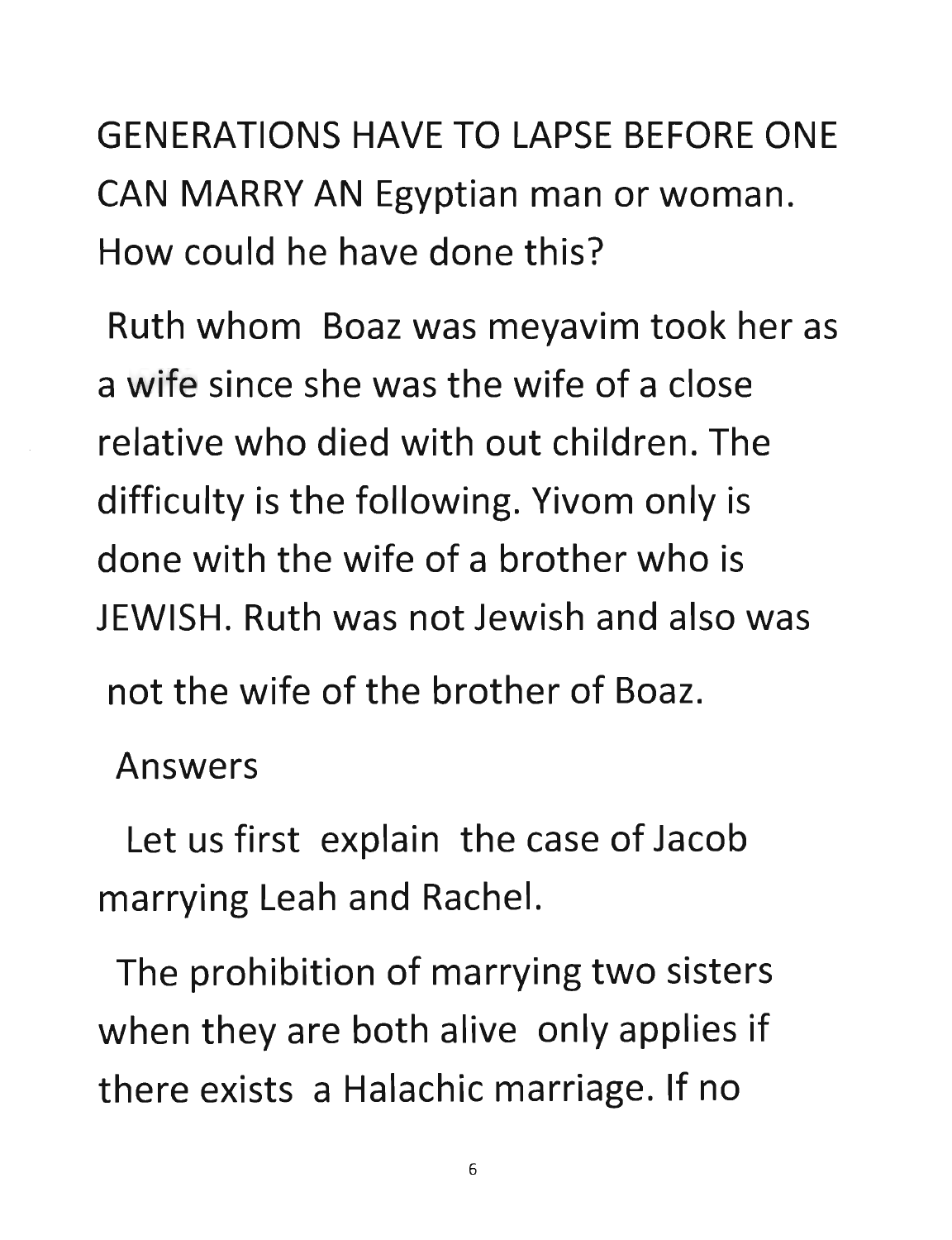GENERATIONS HAVE TO LAPSE BEFORE ONE CAN MARRY AN Egyptian man or woman. How could he have done this?

Ruth whom Boaz was meyavim took her as a wife since she was the wife of a close relative who died with out children. The difficulty is the following. Yivom only is done with the wife of a brother who is JEWISH. Ruth was not Jewish and also was not the wife of the brother of Boaz.

Answers

Let us first explain the case of Jacob marrying Leah and Rachel.

The prohibition of marrying two sisters when they are both alive only applies if there exists a Halachic marriage. If no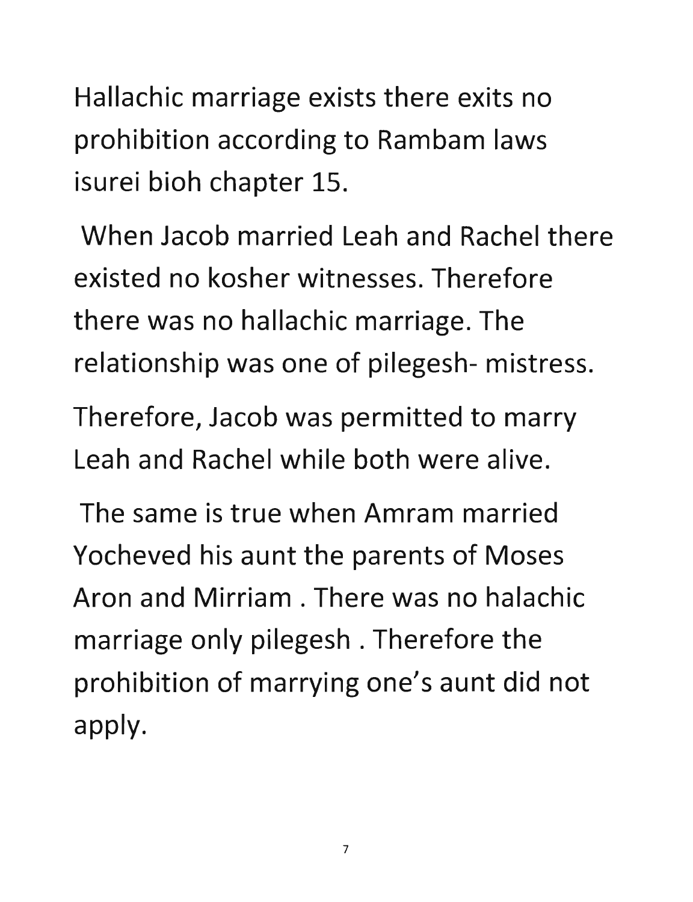Hallachic marriage exists there exits no prohibition according to Rambam laws isurei bioh chapter 15.

When Jacob married Leah and Rachel there existed no kosher witnesses. Therefore there was no hallachic marriage. The relationship was one of pilegesh- mistress.

Therefore, Jacob was permitted to marry Leah and Rachel while both were alive.

The same is true when Amram married Yocheved his aunt the parents of Moses Aron and Mirriam . There was no halachic marriage only pilegesh . Therefore the prohibition of marrying one's aunt did not apply.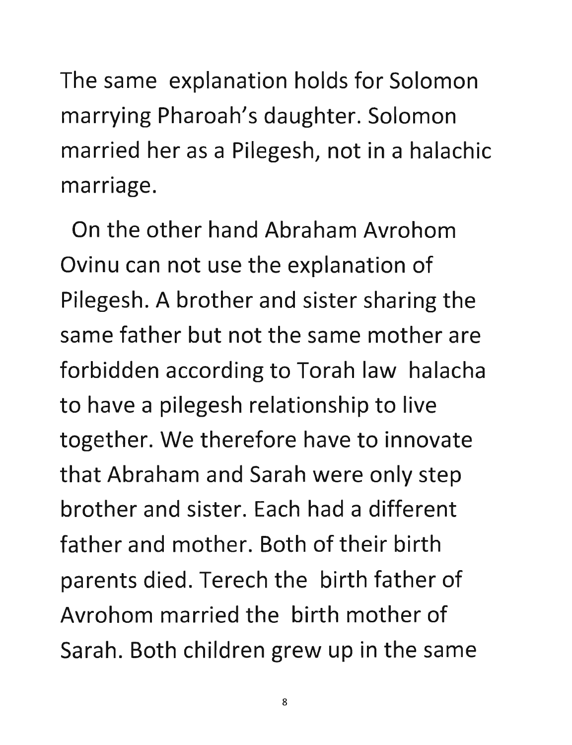The same explanation holds for Solomon marrying Pharoah's daughter. Solomon married her as a Pilegesh, not in a halachic marriage.

On the other hand Abraham Avrohom Ovinu can not use the explanation of Pilegesh. A brother and sister sharing the same father but not the same mother are forbidden according to Torah law halacha to have a pilegesh relationship to live together. We therefore have to innovate that Abraham and Sarah were only step brother and sister. Each had a different father and mother. Both of their birth parents died. Terech the birth father of Avrohom married the birth mother of Sarah. Both children grew up in the same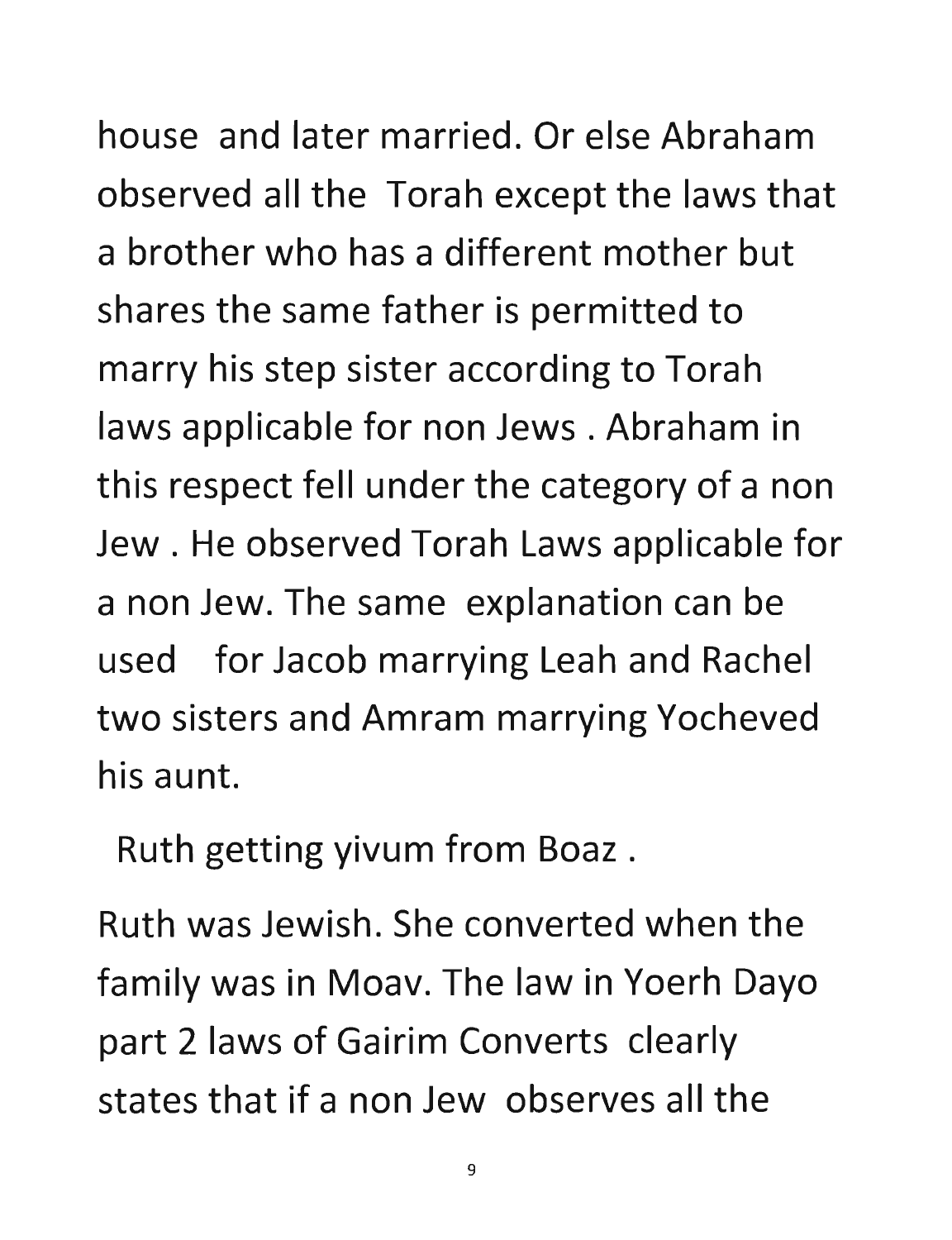house and later married. Or else Abraham observed all the Torah except the laws that a brother who has a different mother but shares the same father is permitted to marry his step sister according to Torah laws applicable for non Jews . Abraham in this respect fell under the category of a non Jew . He observed Torah Laws applicable for a non Jew. The same explanation can be used for Jacob marrying Leah and Rachel two sisters and Amram marrying Yocheved his aunt.

Ruth getting yivum from Boaz .

Ruth was Jewish. She converted when the family was in Moav. The law in Yoerh Dayo part 2 laws of Gairim Converts clearly states that if a non Jew observes all the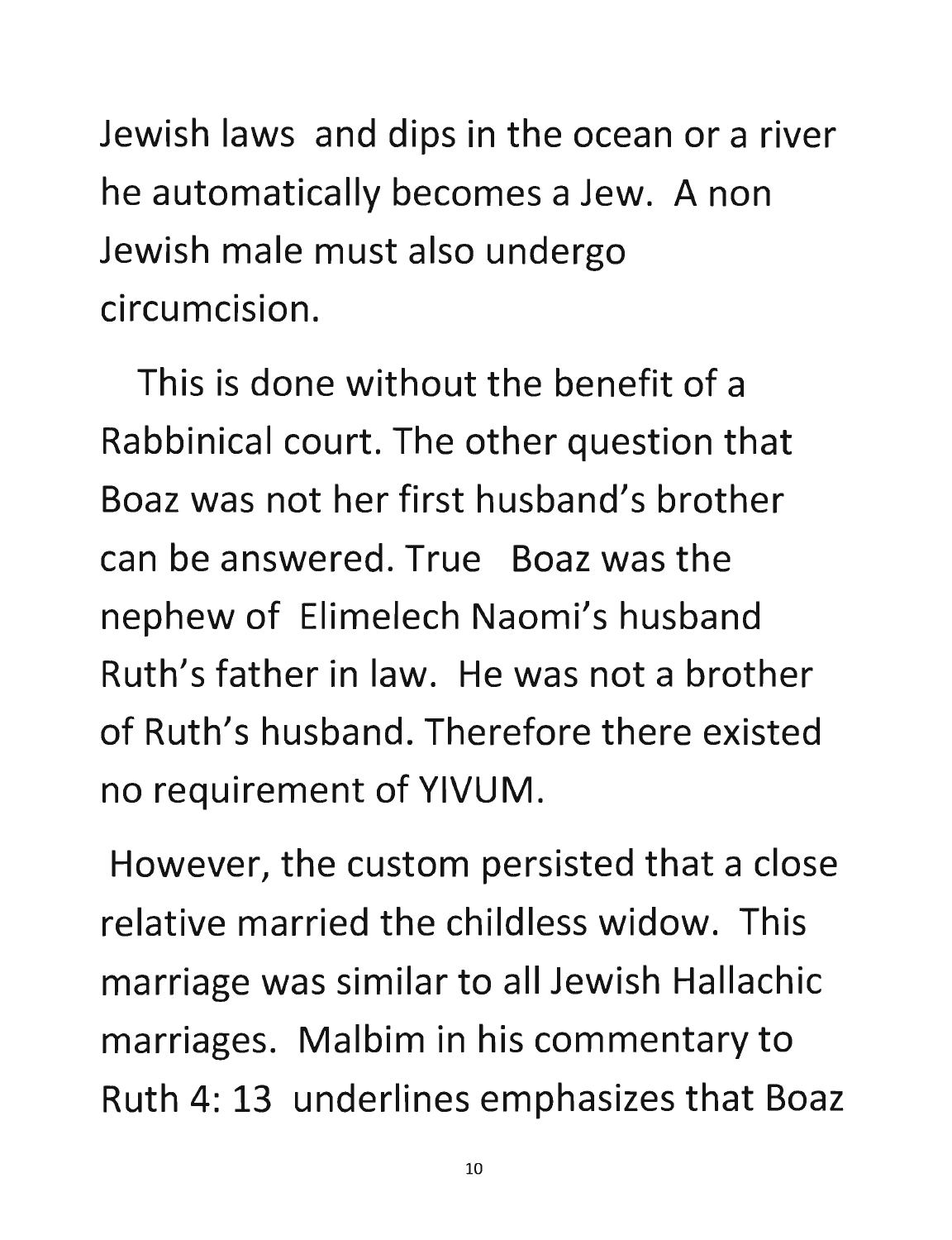Jewish laws and dips in the ocean or a river he automatically becomes a Jew. A non Jewish male must also undergo circumcision.

This is done without the benefit of a Rabbinical court. The other question that Boaz was not her first husband's brother can be answered. True Boaz was the nephew of Elimelech Naomi's husband Ruth's father in law. He was not a brother of Ruth's husband. Therefore there existed no requirement of YIVUM.

However, the custom persisted that a close relative married the childless widow. This marriage was similar to all Jewish Hallachic marriages. Malbim in his commentary to Ruth 4: 13 underlines emphasizes that Boaz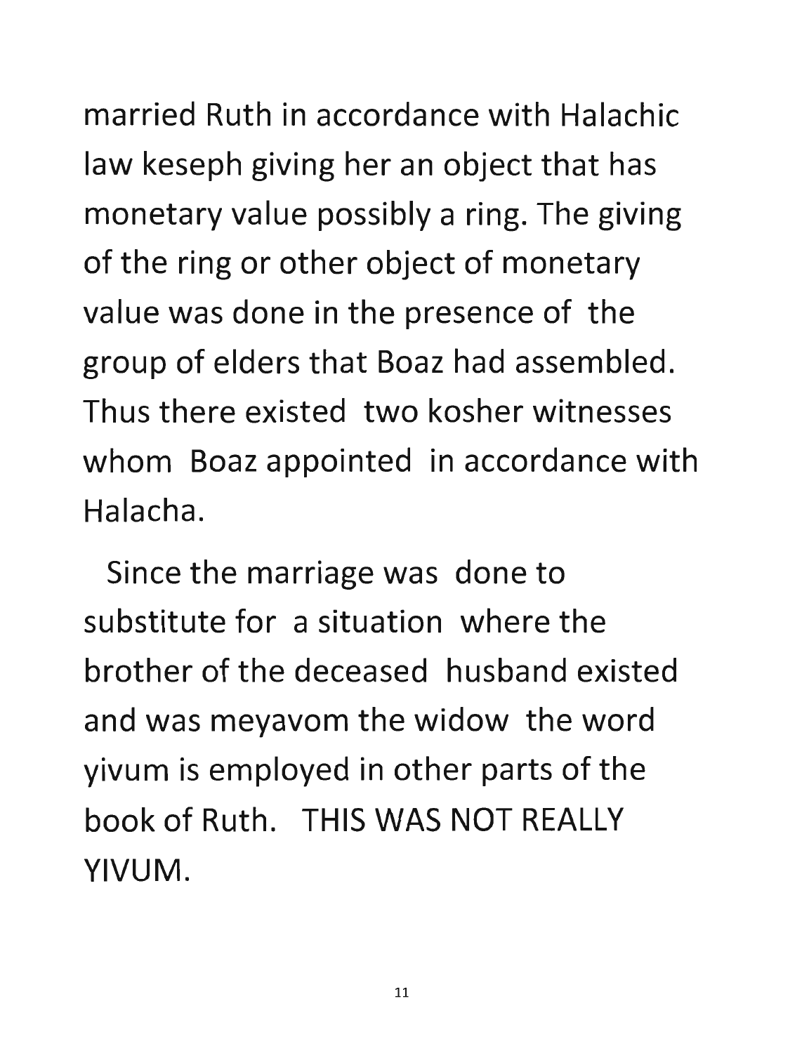married Ruth in accordance with Halachic law keseph giving her an object that has monetary value possibly a ring. The giving of the ring or other object of monetary value was done in the presence of the group of elders that Boaz had assembled. Thus there existed two kosher witnesses whom Boaz appointed in accordance with Halacha.

Since the marriage was done to substitute for a situation where the brother of the deceased husband existed and was meyavom the widow the word yivum is employed in other parts of the book of Ruth. THIS WAS NOT REALLY YIVUM.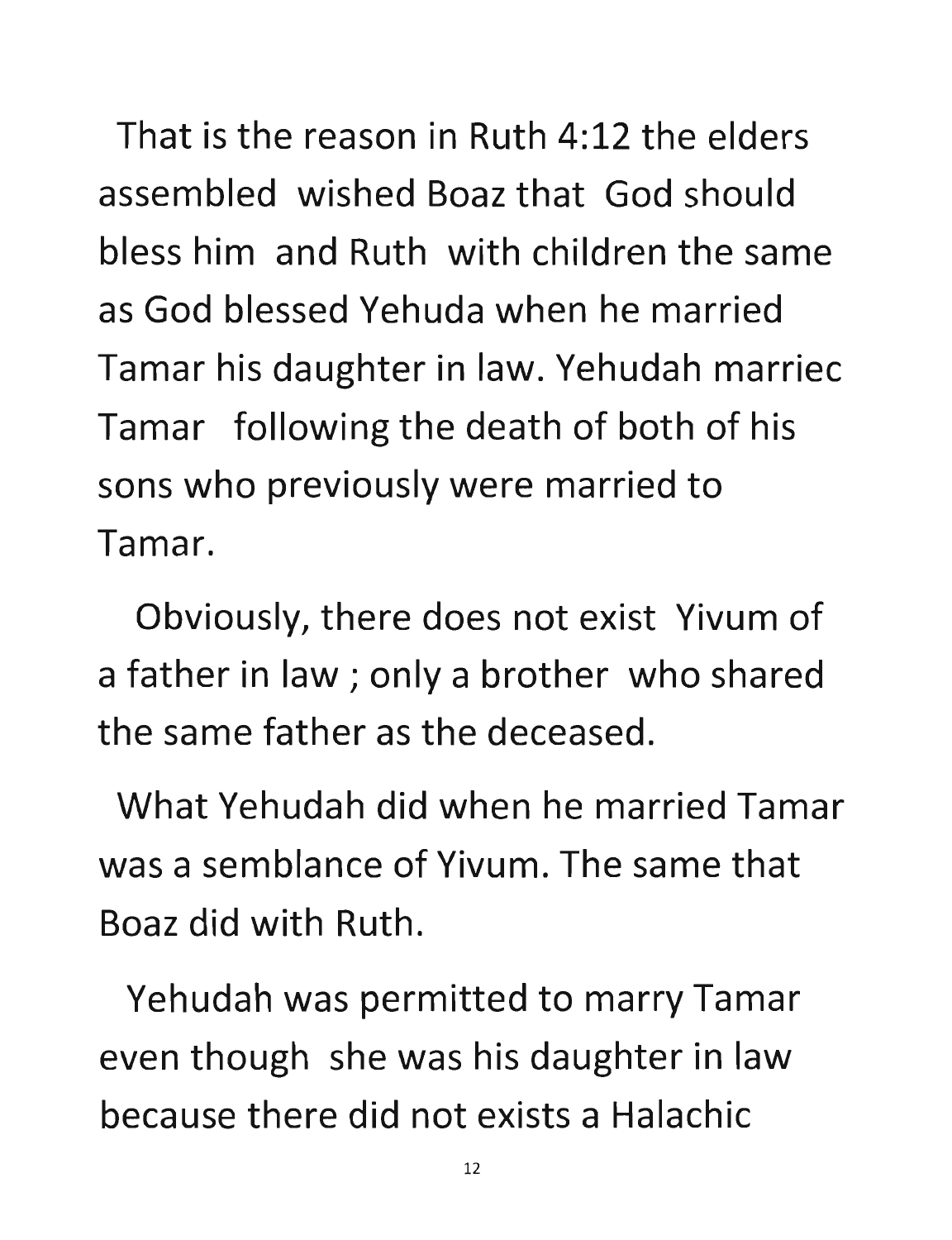That is the reason in Ruth 4:12 the elders assembled wished Boaz that God should bless him and Ruth with children the same as God blessed Yehuda when he married Tamar his daughter in law. Yehudah marriec Tamar following the death of both of his sons who previously were married to Tamar.

Obviously, there does not exist Yivum of a father in law ; only a brother who shared the same father as the deceased.

What Yehudah did when he married Tamar was a semblance of Yivum. The same that Boaz did with Ruth.

Yehudah was permitted to marry Tamar even though she was his daughter in law because there did not exists a Halachic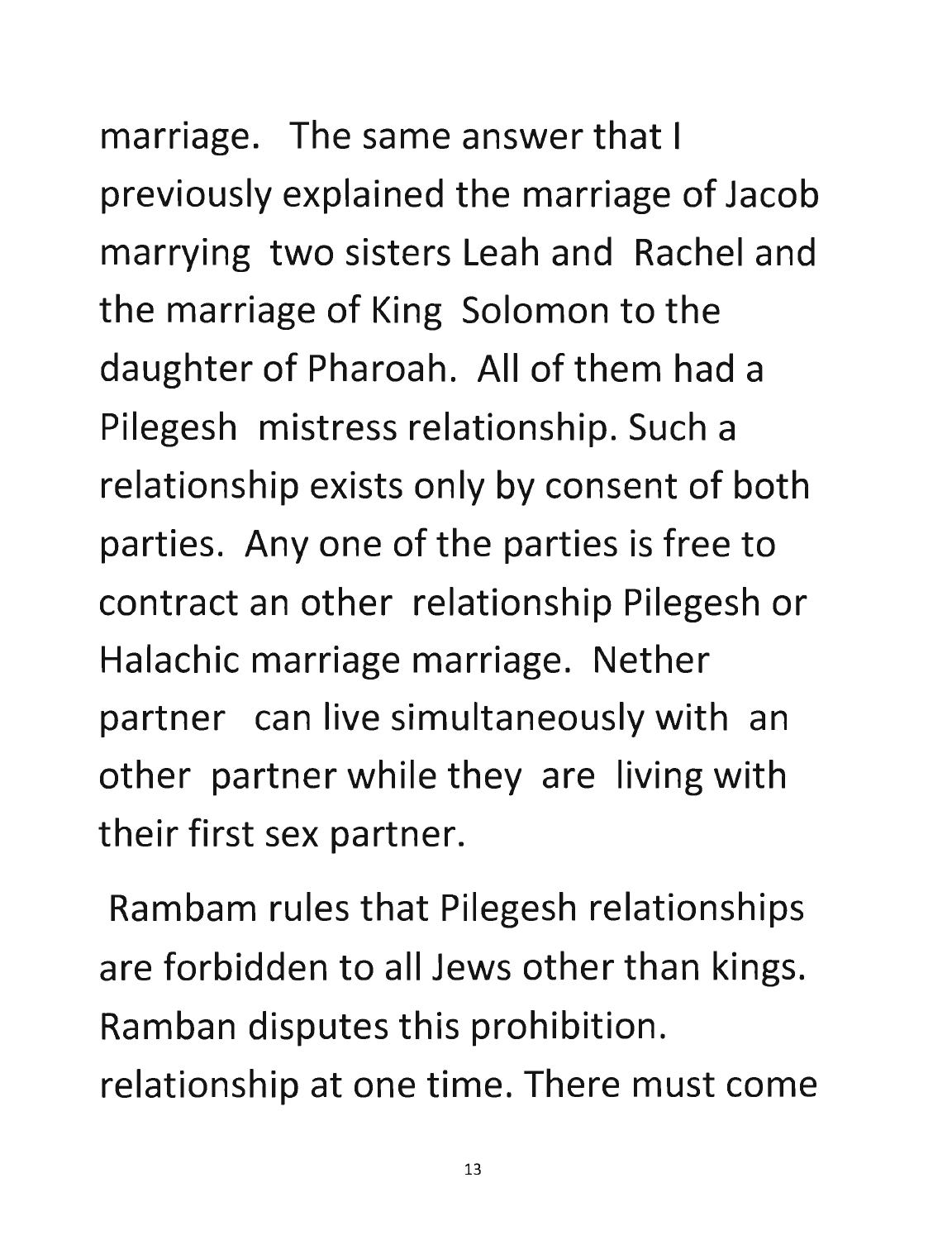marriage. The same answer that I previously explained the marriage of Jacob marrying two sisters Leah and Rachel and the marriage of King Solomon to the daughter of Pharoah. All of them had a Pilegesh mistress relationship. Such a relationship exists only by consent of both parties. Any one of the parties is free to contract an other relationship Pilegesh or Halachic marriage marriage. Nether partner can live simultaneously with an other partner while they are living with their first sex partner.

Rambam rules that Pilegesh relationships are forbidden to all Jews other than kings. Ramban disputes this prohibition. relationship at one time. There must come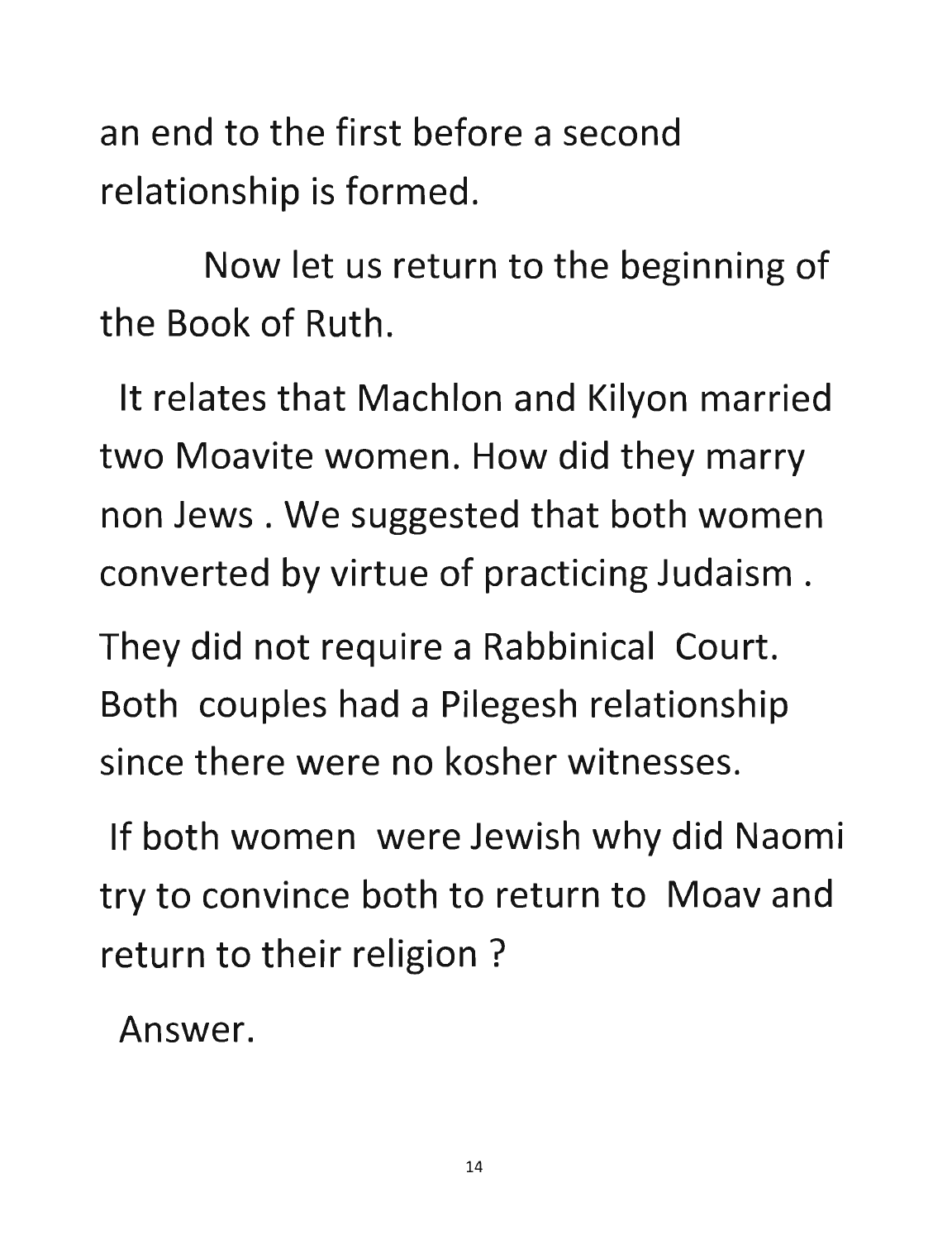an end to the first before a second relationship is formed.

Now let us return to the beginning of the Book of Ruth.

It relates that Machlon and Kilyon married two Moavite women. How did they marry non Jews . We suggested that both women converted by virtue of practicing Judaism .

They did not require a Rabbinical Court. Both couples had a Pilegesh relationship since there were no kosher witnesses.

If both women were Jewish why did Naomi try to convince both to return to Moav and return to their religion ?

Answer.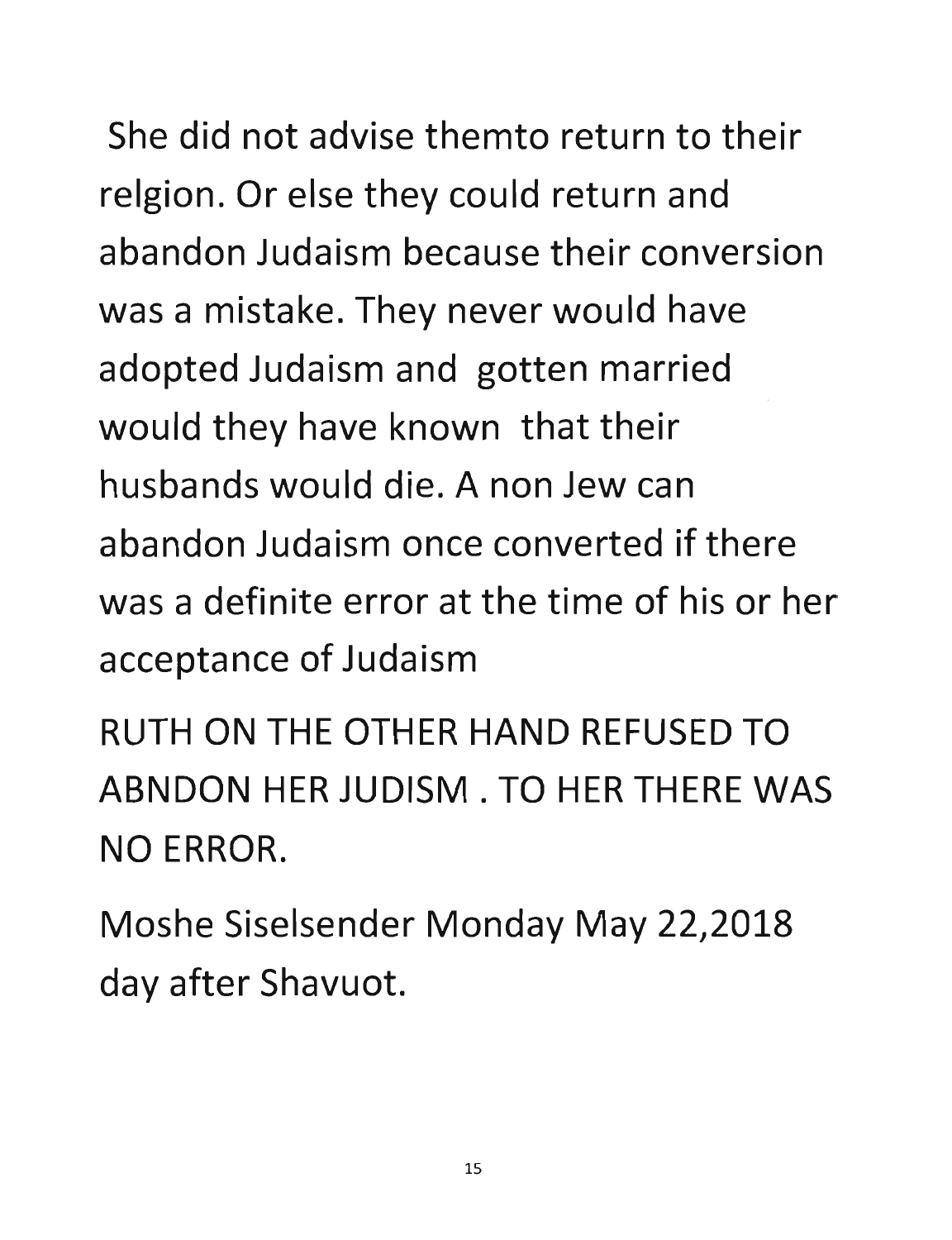She did not advise themto return to their relgion. Or else they could return and abandon Judaism because their conversion was a mistake. They never would have adopted Judaism and gotten married would they have known that their husbands would die. A non Jew can abandon Judaism once converted if there was a definite error at the time of his or her acceptance of Judaism

RUTH ON THE OTHER HAND REFUSED TO ABNDON HER JUDISM . TO HER THERE WAS NO ERROR.

Moshe Siselsender Monday May 22,2018 day after Shavuot.